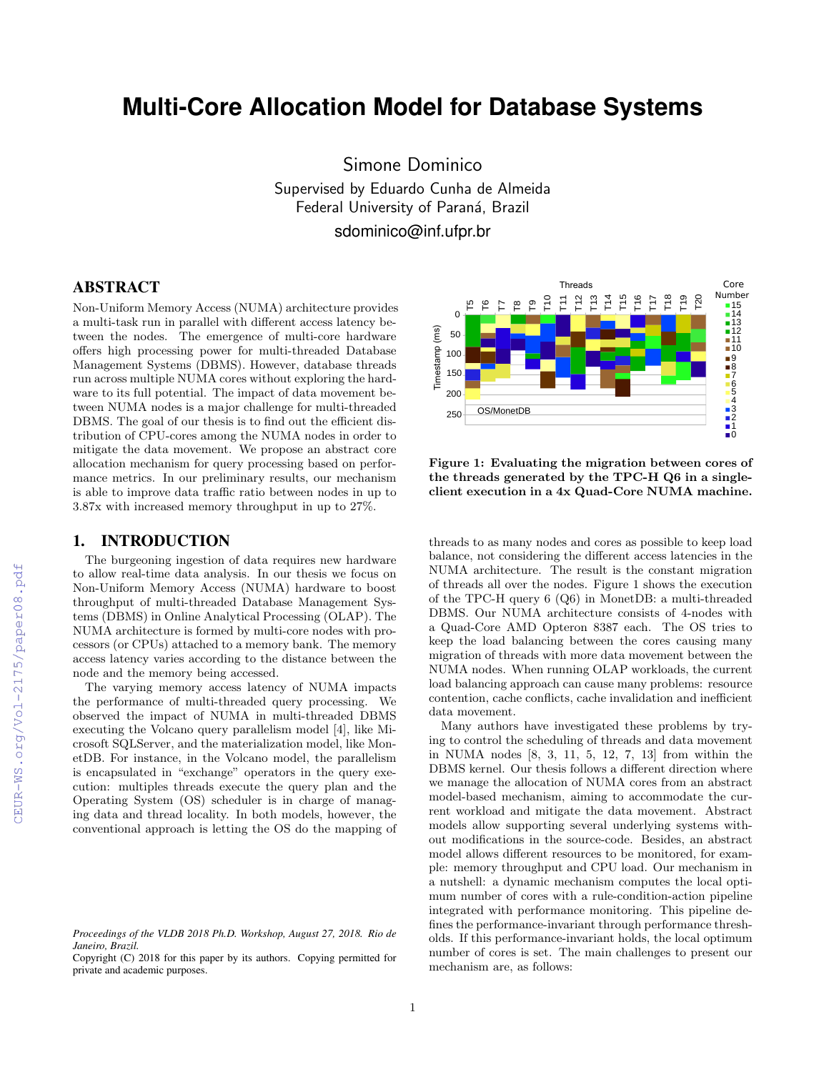# Multi-Core Allocation Model for Database Systems

Simone Dominico

Supervised by Eduardo Cunha de Almeida

Federal University of Paraná, Brazil

sdominico@inf.ufpr.br

## ABSTRACT

Non-Uniform Memory Access (NUMA) architecture provides a multi-task run in parallel with different access latency between the nodes. The emergence of multi-core hardware offers high processing power for multi-threaded Database Management Systems (DBMS). However, database threads run across multiple NUMA cores without exploring the hardware to its full potential. The impact of data movement between NUMA nodes is a major challenge for multi-threaded DBMS. The goal of our thesis is to find out the efficient distribution of CPU-cores among the NUMA nodes in order to mitigate the data movement. We propose an abstract core allocation mechanism for query processing based on performance metrics. In our preliminary results, our mechanism is able to improve data traffic ratio between nodes in up to 3.87x with increased memory throughput in up to 27%.

## 1. INTRODUCTION

The burgeoning ingestion of data requires new hardware to allow real-time data analysis. In our thesis we focus on Non-Uniform Memory Access (NUMA) hardware to boost throughput of multi-threaded Database Management Systems (DBMS) in Online Analytical Processing (OLAP). The NUMA architecture is formed by multi-core nodes with processors (or CPUs) attached to a memory bank. The memory access latency varies according to the distance between the node and the memory being accessed.

The varying memory access latency of NUMA impacts the performance of multi-threaded query processing. We observed the impact of NUMA in multi-threaded DBMS executing the Volcano query parallelism model [4], like Microsoft SQLServer, and the materialization model, like MonetDB. For instance, in the Volcano model, the parallelism is encapsulated in "exchange" operators in the query execution: multiples threads execute the query plan and the Operating System (OS) scheduler is in charge of managing data and thread locality. In both models, however, the conventional approach is letting the OS do the mapping of threads to as many nodes and cores as possible to keep load balance, not considering the different access latencies in the NUMA architecture. The result is the constant migration of threads all over the nodes. Figure 1 shows the execution of the TPC-H query 6 (Q6) in MonetDB: a multi-threaded DBMS. Our NUMA architecture consists of 4-nodes with a Quad-Core AMD Opteron 8387 each. The OS tries to keep the load balancing between the cores causing many migration of threads with more data movement between the NUMA nodes. When running OLAP workloads, the current load balancing approach can cause many problems: resource contention, cache conflicts, cache invalidation and inefficient data movement.

**Figure 1: Evaluating the migration between cores of the threads generated by the TPC-H Q6 in a single-client execution in a 4x Quad-Core NUMA machine.**

Many authors have investigated these problems by trying to control the scheduling of threads and data movement in NUMA nodes [8, 3, 11, 5, 12, 7, 13] from within the DBMS kernel. Our thesis follows a different direction where we manage the allocation of NUMA cores from an abstract model-based mechanism, aiming to accommodate the current workload and mitigate the data movement. Abstract models allow supporting several underlying systems without modifications in the source-code. Besides, an abstract model allows different resources to be monitored, for example: memory throughput and CPU load. Our mechanism in a nutshell: a dynamic mechanism computes the local optimum number of cores with a rule-condition-action pipeline integrated with performance monitoring. This pipeline defines the performance-invariant through performance thresholds. If this performance-invariant holds, the local optimum number of cores is set. The main challenges to present our mechanism are, as follows:

*Proceedings of the VLDB 2018 Ph.D. Workshop, August 27, 2018. Rio de Janeiro, Brazil.*
Copyright (C) 2018 for this paper by its authors. Copying permitted for private and academic purposes.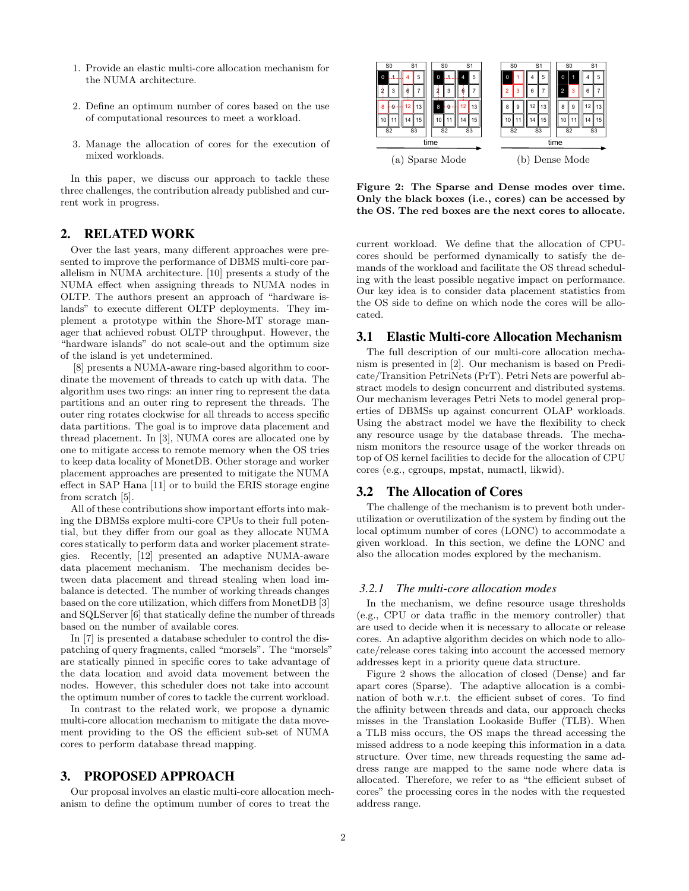1. Provide an elastic multi-core allocation mechanism for the NUMA architecture.
2. Define an optimum number of cores based on the use of computational resources to meet a workload.
3. Manage the allocation of cores for the execution of mixed workloads.

In this paper, we discuss our approach to tackle these three challenges, the contribution already published and current work in progress.

## 2. RELATED WORK

Over the last years, many different approaches were presented to improve the performance of DBMS multi-core parallelism in NUMA architecture. [10] presents a study of the NUMA effect when assigning threads to NUMA nodes in OLTP. The authors present an approach of "hardware islands" to execute different OLTP deployments. They implement a prototype within the Shore-MT storage manager that achieved robust OLTP throughput. However, the "hardware islands" do not scale-out and the optimum size of the island is yet undetermined.

[8] presents a NUMA-aware ring-based algorithm to coordinate the movement of threads to catch up with data. The algorithm uses two rings: an inner ring to represent the data partitions and an outer ring to represent the threads. The outer ring rotates clockwise for all threads to access specific data partitions. The goal is to improve data placement and thread placement. In [3], NUMA cores are allocated one by one to mitigate access to remote memory when the OS tries to keep data locality of MonetDB. Other storage and worker placement approaches are presented to mitigate the NUMA effect in SAP Hana [11] or to build the ERIS storage engine from scratch [5].

All of these contributions show important efforts into making the DBMSs explore multi-core CPUs to their full potential, but they differ from our goal as they allocate NUMA cores statically to perform data and worker placement strategies. Recently, [12] presented an adaptive NUMA-aware data placement mechanism. The mechanism decides between data placement and thread stealing when load imbalance is detected. The number of working threads changes based on the core utilization, which differs from MonetDB [3] and SQLServer [6] that statically define the number of threads based on the number of available cores.

In [7] is presented a database scheduler to control the dispatching of query fragments, called "morsels". The "morsels" are statically pinned in specific cores to take advantage of the data location and avoid data movement between the nodes. However, this scheduler does not take into account the optimum number of cores to tackle the current workload.

In contrast to the related work, we propose a dynamic multi-core allocation mechanism to mitigate the data movement providing to the OS the efficient sub-set of NUMA cores to perform database thread mapping.

## 3. PROPOSED APPROACH

Our proposal involves an elastic multi-core allocation mechanism to define the optimum number of cores to treat the current workload. We define that the allocation of CPU-cores should be performed dynamically to satisfy the demands of the workload and facilitate the OS thread scheduling with the least possible negative impact on performance. Our key idea is to consider data placement statistics from the OS side to define on which node the cores will be allocated.

(a) Sparse Mode (b) Dense Mode

**Figure 2: The Sparse and Dense modes over time. Only the black boxes (i.e., cores) can be accessed by the OS. The red boxes are the next cores to allocate.**

### 3.1 Elastic Multi-core Allocation Mechanism

The full description of our multi-core allocation mechanism is presented in [2]. Our mechanism is based on Predicate/Transition PetriNets (PrT). Petri Nets are powerful abstract models to design concurrent and distributed systems. Our mechanism leverages Petri Nets to model general properties of DBMSs up against concurrent OLAP workloads. Using the abstract model we have the flexibility to check any resource usage by the database threads. The mechanism monitors the resource usage of the worker threads on top of OS kernel facilities to decide for the allocation of CPU cores (e.g., cgroups, mpstat, numactl, likwid).

### 3.2 The Allocation of Cores

The challenge of the mechanism is to prevent both under-utilization or overutilization of the system by finding out the local optimum number of cores (LONC) to accommodate a given workload. In this section, we define the LONC and also the allocation modes explored by the mechanism.

#### *3.2.1 The multi-core allocation modes*

In the mechanism, we define resource usage thresholds (e.g., CPU or data traffic in the memory controller) that are used to decide when it is necessary to allocate or release cores. An adaptive algorithm decides on which node to allocate/release cores taking into account the accessed memory addresses kept in a priority queue data structure.

Figure 2 shows the allocation of closed (Dense) and far apart cores (Sparse). The adaptive allocation is a combination of both w.r.t. the efficient subset of cores. To find the affinity between threads and data, our approach checks misses in the Translation Lookaside Buffer (TLB). When a TLB miss occurs, the OS maps the thread accessing the missed address to a node keeping this information in a data structure. Over time, new threads requesting the same address range are mapped to the same node where data is allocated. Therefore, we refer to as "the efficient subset of cores" the processing cores in the nodes with the requested address range.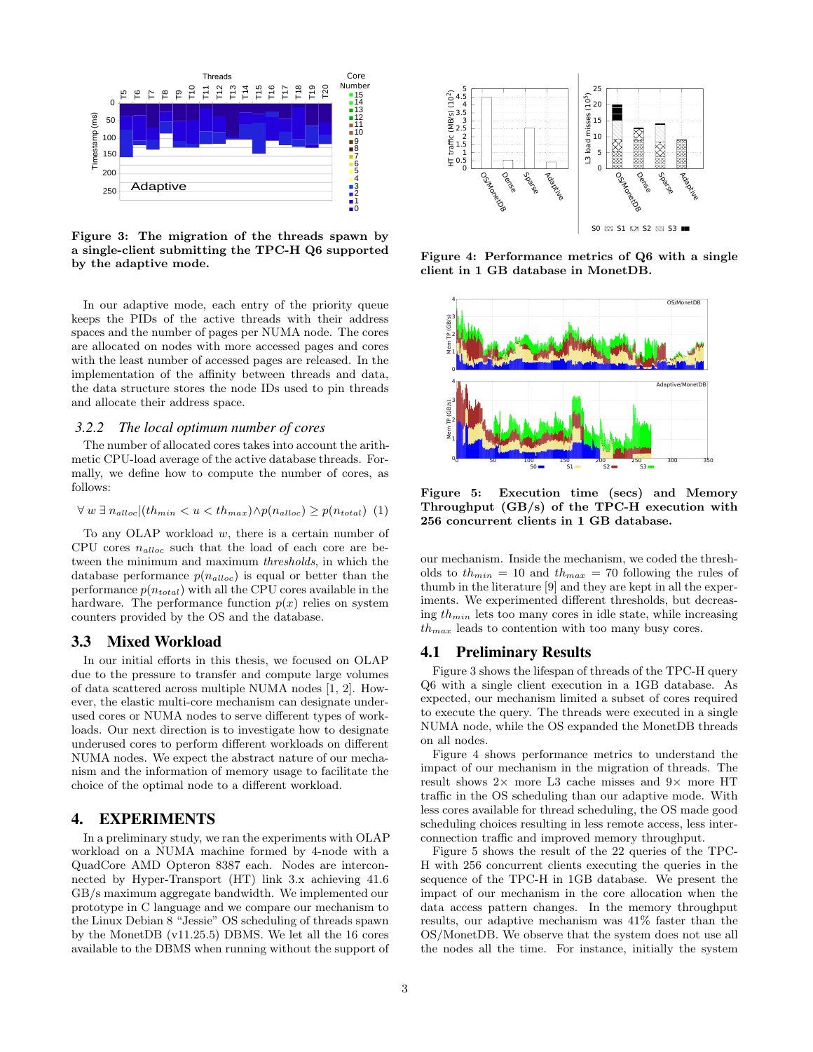**Figure 3: The migration of the threads spawn by a single-client submitting the TPC-H Q6 supported by the adaptive mode.**

In our adaptive mode, each entry of the priority queue keeps the PIDs of the active threads with their address spaces and the number of pages per NUMA node. The cores are allocated on nodes with more accessed pages and cores with the least number of accessed pages are released. In the implementation of the affinity between threads and data, the data structure stores the node IDs used to pin threads and allocate their address space.

### 3.2.2 *The local optimum number of cores*

The number of allocated cores takes into account the arithmetic CPU-load average of the active database threads. Formally, we define how to compute the number of cores, as follows:

$$\forall\ w\ \exists\ n_{alloc} | (th_{min} < u < th_{max}) \wedge p(n_{alloc}) \geq p(n_{total}) \quad (1)$$

To any OLAP workload $w$, there is a certain number of CPU cores $n_{alloc}$ such that the load of each core are between the minimum and maximum *thresholds*, in which the database performance $p(n_{alloc})$ is equal or better than the performance $p(n_{total})$ with all the CPU cores available in the hardware. The performance function $p(x)$ relies on system counters provided by the OS and the database.

## 3.3 Mixed Workload

In our initial efforts in this thesis, we focused on OLAP due to the pressure to transfer and compute large volumes of data scattered across multiple NUMA nodes [1, 2]. However, the elastic multi-core mechanism can designate underused cores or NUMA nodes to serve different types of workloads. Our next direction is to investigate how to designate underused cores to perform different workloads on different NUMA nodes. We expect the abstract nature of our mechanism and the information of memory usage to facilitate the choice of the optimal node to a different workload.

# 4. EXPERIMENTS

In a preliminary study, we ran the experiments with OLAP workload on a NUMA machine formed by 4-node with a QuadCore AMD Opteron 8387 each. Nodes are interconnected by Hyper-Transport (HT) link 3.x achieving 41.6 GB/s maximum aggregate bandwidth. We implemented our prototype in C language and we compare our mechanism to the Linux Debian 8 "Jessie" OS scheduling of threads spawn by the MonetDB (v11.25.5) DBMS. We let all the 16 cores available to the DBMS when running without the support of our mechanism. Inside the mechanism, we coded the thresholds to $th_{min} = 10$ and $th_{max} = 70$ following the rules of thumb in the literature [9] and they are kept in all the experiments. We experimented different thresholds, but decreasing $th_{min}$ lets too many cores in idle state, while increasing $th_{max}$ leads to contention with too many busy cores.

**Figure 4: Performance metrics of Q6 with a single client in 1 GB database in MonetDB.**

**Figure 5: Execution time (secs) and Memory Throughput (GB/s) of the TPC-H execution with 256 concurrent clients in 1 GB database.**

## 4.1 Preliminary Results

Figure 3 shows the lifespan of threads of the TPC-H query Q6 with a single client execution in a 1GB database. As expected, our mechanism limited a subset of cores required to execute the query. The threads were executed in a single NUMA node, while the OS expanded the MonetDB threads on all nodes.

Figure 4 shows performance metrics to understand the impact of our mechanism in the migration of threads. The result shows 2× more L3 cache misses and 9× more HT traffic in the OS scheduling than our adaptive mode. With less cores available for thread scheduling, the OS made good scheduling choices resulting in less remote access, less interconnection traffic and improved memory throughput.

Figure 5 shows the result of the 22 queries of the TPC-H with 256 concurrent clients executing the queries in the sequence of the TPC-H in 1GB database. We present the impact of our mechanism in the core allocation when the data access pattern changes. In the memory throughput results, our adaptive mechanism was 41% faster than the OS/MonetDB. We observe that the system does not use all the nodes all the time. For instance, initially the system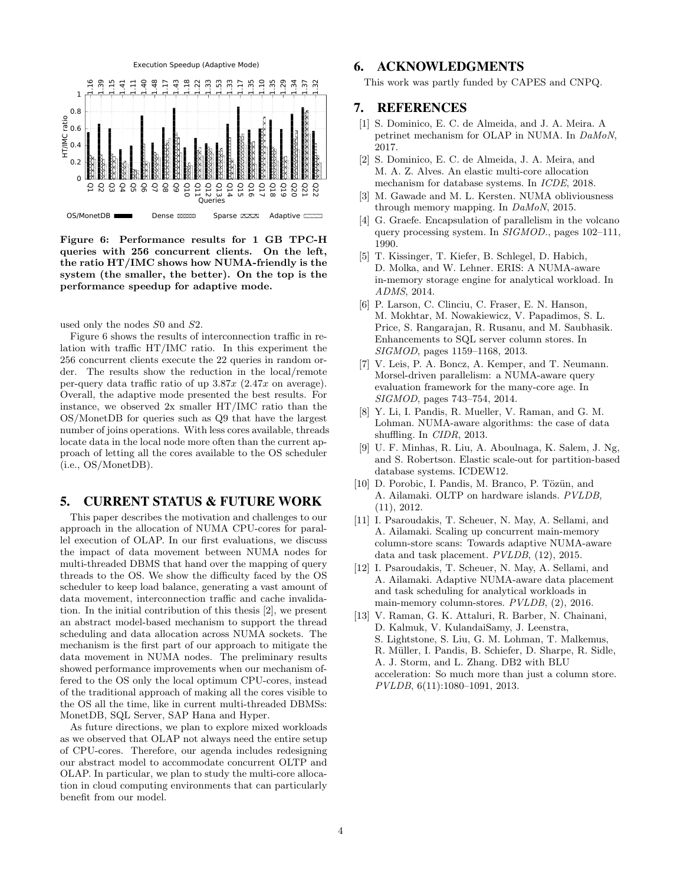Execution Speedup (Adaptive Mode)

1.16 1.39 1.15 1.41 1.11 1.40 1.48 1.17 1.43 1.18 1.22 1.33 1.53 1.33 1.17 1.35 1.10 1.35 1.29 1.34 1.37 1.32

HT/IMC ratio

1 0.8 0.6 0.4 0.2 0

Q1 Q2 Q3 Q4 Q5 Q6 Q7 Q8 Q9 Q10 Q11 Q12 Q13 Q14 Q15 Q16 Q17 Q18 Q19 Q20 Q21 Q22

Queries

OS/MonetDB Dense Sparse Adaptive

**Figure 6: Performance results for 1 GB TPC-H queries with 256 concurrent clients. On the left, the ratio HT/IMC shows how NUMA-friendly is the system (the smaller, the better). On the top is the performance speedup for adaptive mode.**

used only the nodes $S0$ and $S2$.

Figure 6 shows the results of interconnection traffic in relation with traffic HT/IMC ratio. In this experiment the 256 concurrent clients execute the 22 queries in random order. The results show the reduction in the local/remote per-query data traffic ratio of up $3.87x$ ($2.47x$ on average). Overall, the adaptive mode presented the best results. For instance, we observed 2x smaller HT/IMC ratio than the OS/MonetDB for queries such as Q9 that have the largest number of joins operations. With less cores available, threads locate data in the local node more often than the current approach of letting all the cores available to the OS scheduler (i.e., OS/MonetDB).

## 5. CURRENT STATUS & FUTURE WORK

This paper describes the motivation and challenges to our approach in the allocation of NUMA CPU-cores for parallel execution of OLAP. In our first evaluations, we discuss the impact of data movement between NUMA nodes for multi-threaded DBMS that hand over the mapping of query threads to the OS. We show the difficulty faced by the OS scheduler to keep load balance, generating a vast amount of data movement, interconnection traffic and cache invalidation. In the initial contribution of this thesis [2], we present an abstract model-based mechanism to support the thread scheduling and data allocation across NUMA sockets. The mechanism is the first part of our approach to mitigate the data movement in NUMA nodes. The preliminary results showed performance improvements when our mechanism offered to the OS only the local optimum CPU-cores, instead of the traditional approach of making all the cores visible to the OS all the time, like in current multi-threaded DBMSs: MonetDB, SQL Server, SAP Hana and Hyper.

As future directions, we plan to explore mixed workloads as we observed that OLAP not always need the entire setup of CPU-cores. Therefore, our agenda includes redesigning our abstract model to accommodate concurrent OLTP and OLAP. In particular, we plan to study the multi-core allocation in cloud computing environments that can particularly benefit from our model.

## 6. ACKNOWLEDGMENTS

This work was partly funded by CAPES and CNPQ.

## 7. REFERENCES

[1] S. Dominico, E. C. de Almeida, and J. A. Meira. A petrinet mechanism for OLAP in NUMA. In *DaMoN*, 2017.

[2] S. Dominico, E. C. de Almeida, J. A. Meira, and M. A. Z. Alves. An elastic multi-core allocation mechanism for database systems. In *ICDE*, 2018.

[3] M. Gawade and M. L. Kersten. NUMA obliviousness through memory mapping. In *DaMoN*, 2015.

[4] G. Graefe. Encapsulation of parallelism in the volcano query processing system. In *SIGMOD.*, pages 102–111, 1990.

[5] T. Kissinger, T. Kiefer, B. Schlegel, D. Habich, D. Molka, and W. Lehner. ERIS: A NUMA-aware in-memory storage engine for analytical workload. In *ADMS*, 2014.

[6] P. Larson, C. Clinciu, C. Fraser, E. N. Hanson, M. Mokhtar, M. Nowakiewicz, V. Papadimos, S. L. Price, S. Rangarajan, R. Rusanu, and M. Saubhasik. Enhancements to SQL server column stores. In *SIGMOD*, pages 1159–1168, 2013.

[7] V. Leis, P. A. Boncz, A. Kemper, and T. Neumann. Morsel-driven parallelism: a NUMA-aware query evaluation framework for the many-core age. In *SIGMOD*, pages 743–754, 2014.

[8] Y. Li, I. Pandis, R. Mueller, V. Raman, and G. M. Lohman. NUMA-aware algorithms: the case of data shuffling. In *CIDR*, 2013.

[9] U. F. Minhas, R. Liu, A. Aboulnaga, K. Salem, J. Ng, and S. Robertson. Elastic scale-out for partition-based database systems. ICDEW12.

[10] D. Porobic, I. Pandis, M. Branco, P. Tözün, and A. Ailamaki. OLTP on hardware islands. *PVLDB*, (11), 2012.

[11] I. Psaroudakis, T. Scheuer, N. May, A. Sellami, and A. Ailamaki. Scaling up concurrent main-memory column-store scans: Towards adaptive NUMA-aware data and task placement. *PVLDB*, (12), 2015.

[12] I. Psaroudakis, T. Scheuer, N. May, A. Sellami, and A. Ailamaki. Adaptive NUMA-aware data placement and task scheduling for analytical workloads in main-memory column-stores. *PVLDB*, (2), 2016.

[13] V. Raman, G. K. Attaluri, R. Barber, N. Chainani, D. Kalmuk, V. KulandaiSamy, J. Leenstra, S. Lightstone, S. Liu, G. M. Lohman, T. Malkemus, R. Müller, I. Pandis, B. Schiefer, D. Sharpe, R. Sidle, A. J. Storm, and L. Zhang. DB2 with BLU acceleration: So much more than just a column store. *PVLDB*, 6(11):1080–1091, 2013.